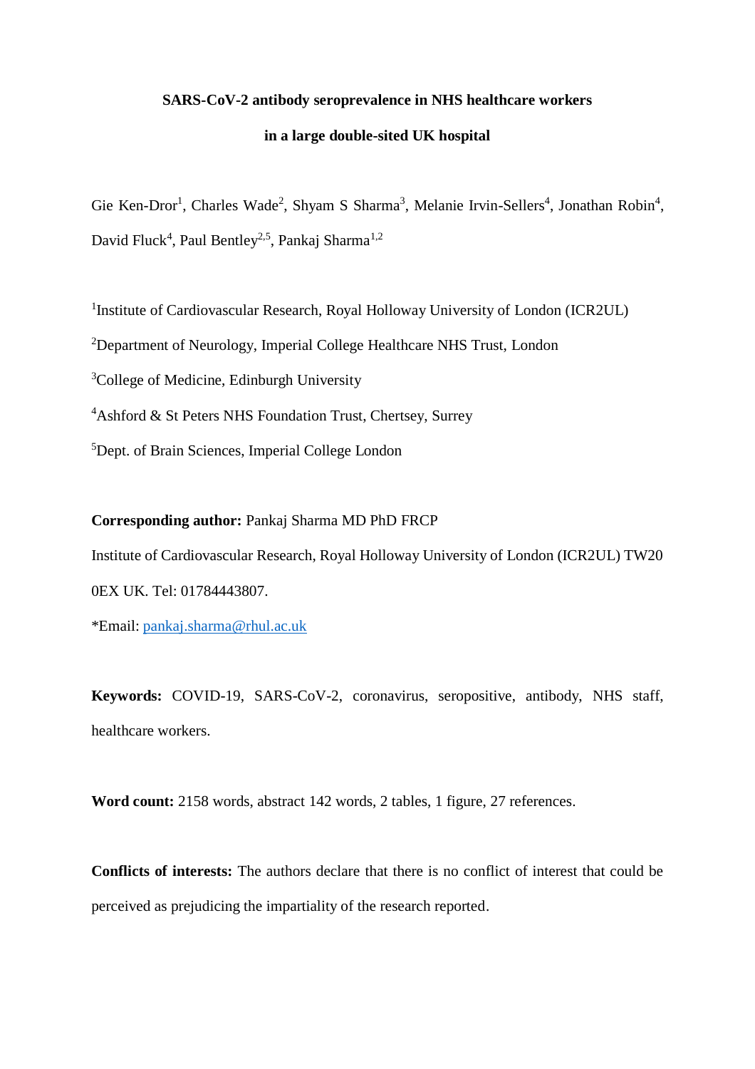# SARS-CoV-2 antibody seroprevalence in NHS healthcare workers in a large double-sited UK hospital

Gie Ken-Dror[1], Charles Wade[2], Shyam S Sharma[3], Melanie Irvin-Sellers[4], Jonathan Robin[4], David Fluck[4], Paul Bentley[2,5], Pankaj Sharma[1,2]

[1]Institute of Cardiovascular Research, Royal Holloway University of London (ICR2UL)

[2]Department of Neurology, Imperial College Healthcare NHS Trust, London

[3]College of Medicine, Edinburgh University

[4]Ashford & St Peters NHS Foundation Trust, Chertsey, Surrey

[5]Dept. of Brain Sciences, Imperial College London

**Corresponding author:** Pankaj Sharma MD PhD FRCP

Institute of Cardiovascular Research, Royal Holloway University of London (ICR2UL) TW20 0EX UK. Tel: 01784443807.

*Email: pankaj.sharma@rhul.ac.uk

**Keywords:** COVID-19, SARS-CoV-2, coronavirus, seropositive, antibody, NHS staff, healthcare workers.

**Word count:** 2158 words, abstract 142 words, 2 tables, 1 figure, 27 references.

**Conflicts of interests:** The authors declare that there is no conflict of interest that could be perceived as prejudicing the impartiality of the research reported.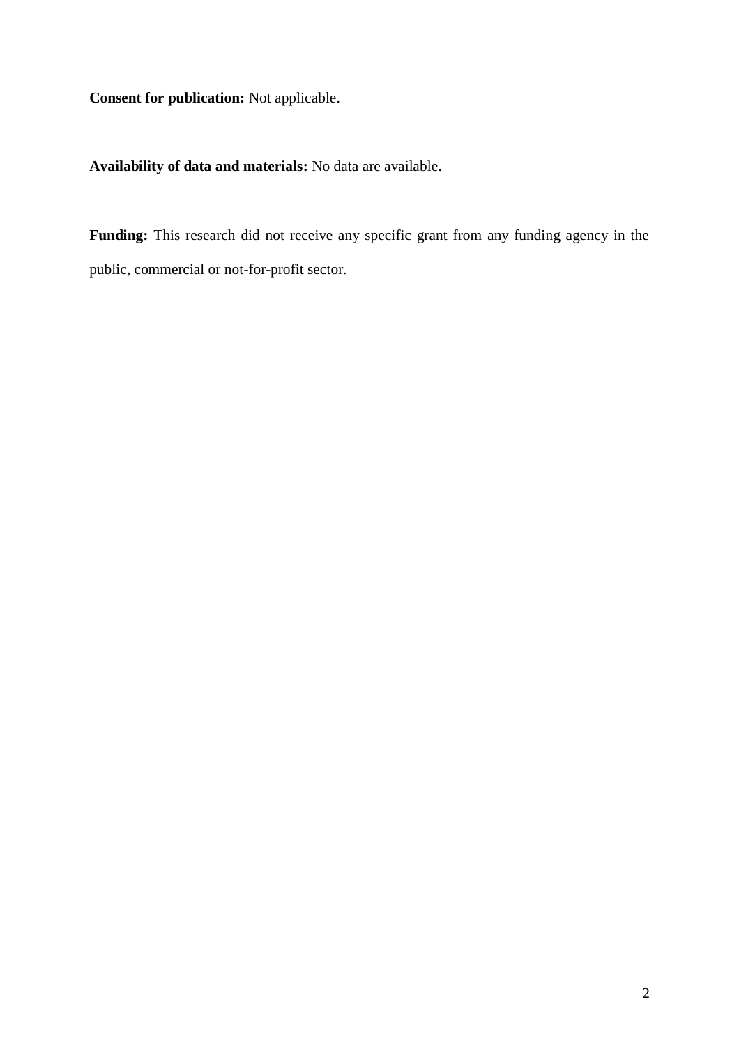**Consent for publication:** Not applicable.

**Availability of data and materials:** No data are available.

**Funding:** This research did not receive any specific grant from any funding agency in the public, commercial or not-for-profit sector.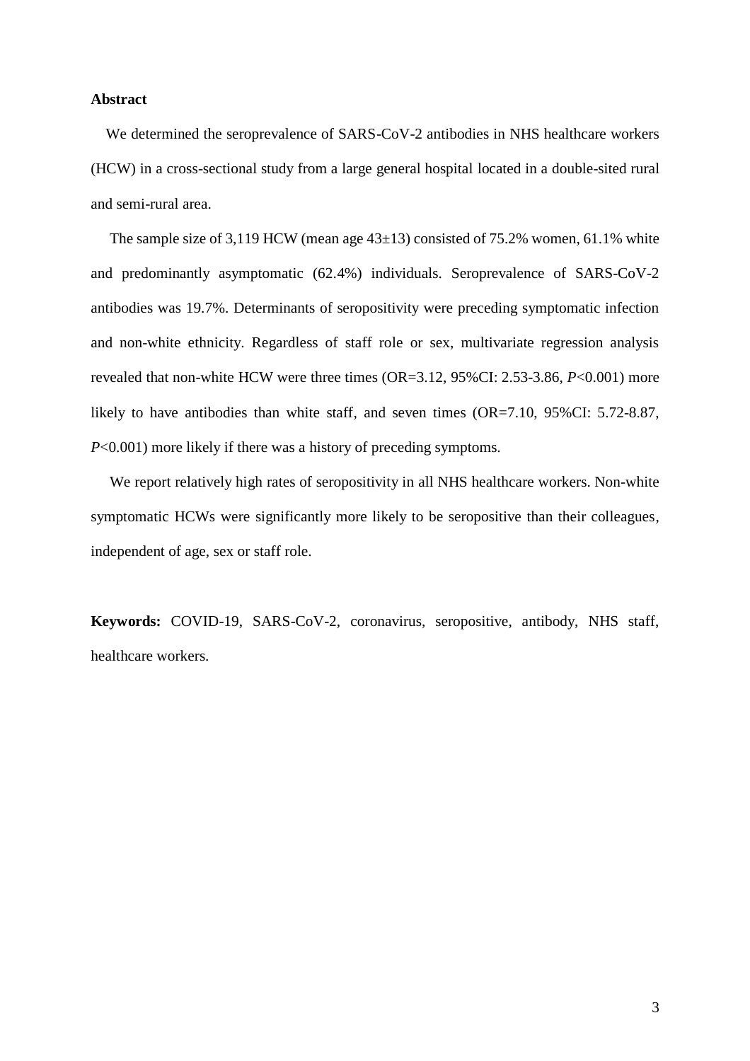**Abstract**

We determined the seroprevalence of SARS-CoV-2 antibodies in NHS healthcare workers (HCW) in a cross-sectional study from a large general hospital located in a double-sited rural and semi-rural area.

The sample size of 3,119 HCW (mean age 43±13) consisted of 75.2% women, 61.1% white and predominantly asymptomatic (62.4%) individuals. Seroprevalence of SARS-CoV-2 antibodies was 19.7%. Determinants of seropositivity were preceding symptomatic infection and non-white ethnicity. Regardless of staff role or sex, multivariate regression analysis revealed that non-white HCW were three times (OR=3.12, 95%CI: 2.53-3.86, $P<0.001$) more likely to have antibodies than white staff, and seven times (OR=7.10, 95%CI: 5.72-8.87, $P<0.001$) more likely if there was a history of preceding symptoms.

We report relatively high rates of seropositivity in all NHS healthcare workers. Non-white symptomatic HCWs were significantly more likely to be seropositive than their colleagues, independent of age, sex or staff role.

**Keywords:** COVID-19, SARS-CoV-2, coronavirus, seropositive, antibody, NHS staff, healthcare workers.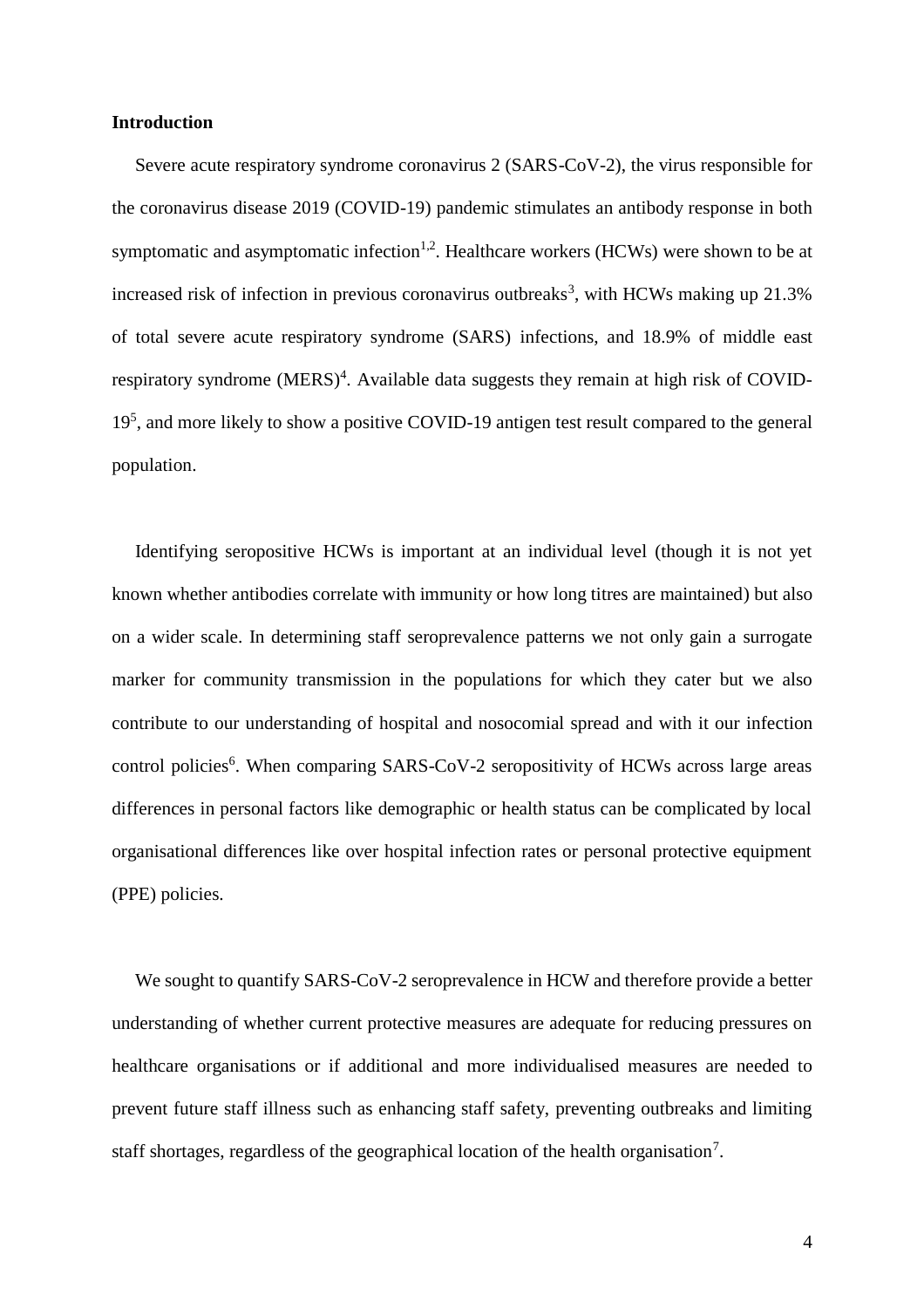**Introduction**

Severe acute respiratory syndrome coronavirus 2 (SARS-CoV-2), the virus responsible for the coronavirus disease 2019 (COVID-19) pandemic stimulates an antibody response in both symptomatic and asymptomatic infection[1,2]. Healthcare workers (HCWs) were shown to be at increased risk of infection in previous coronavirus outbreaks[3], with HCWs making up 21.3% of total severe acute respiratory syndrome (SARS) infections, and 18.9% of middle east respiratory syndrome (MERS)[4]. Available data suggests they remain at high risk of COVID-19[5], and more likely to show a positive COVID-19 antigen test result compared to the general population.

Identifying seropositive HCWs is important at an individual level (though it is not yet known whether antibodies correlate with immunity or how long titres are maintained) but also on a wider scale. In determining staff seroprevalence patterns we not only gain a surrogate marker for community transmission in the populations for which they cater but we also contribute to our understanding of hospital and nosocomial spread and with it our infection control policies[6]. When comparing SARS-CoV-2 seropositivity of HCWs across large areas differences in personal factors like demographic or health status can be complicated by local organisational differences like over hospital infection rates or personal protective equipment (PPE) policies.

We sought to quantify SARS-CoV-2 seroprevalence in HCW and therefore provide a better understanding of whether current protective measures are adequate for reducing pressures on healthcare organisations or if additional and more individualised measures are needed to prevent future staff illness such as enhancing staff safety, preventing outbreaks and limiting staff shortages, regardless of the geographical location of the health organisation[7].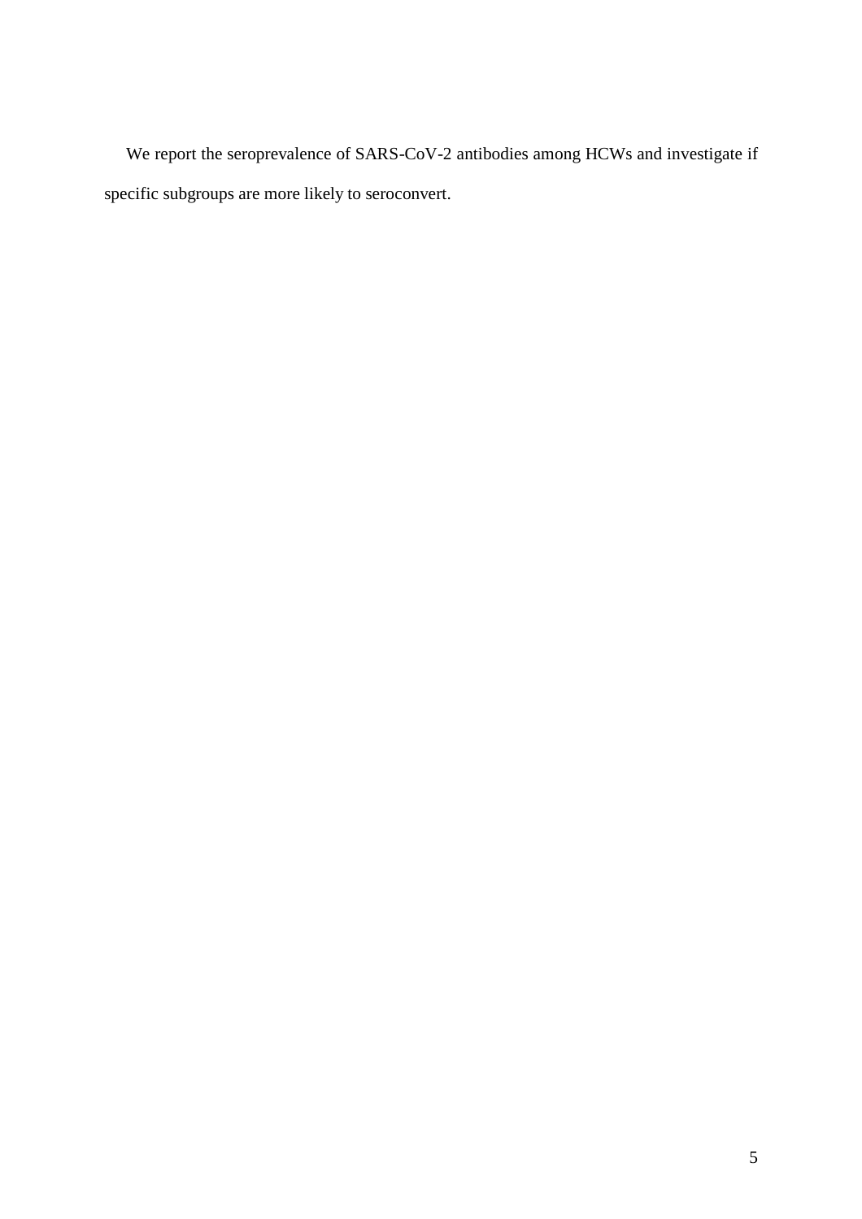We report the seroprevalence of SARS-CoV-2 antibodies among HCWs and investigate if specific subgroups are more likely to seroconvert.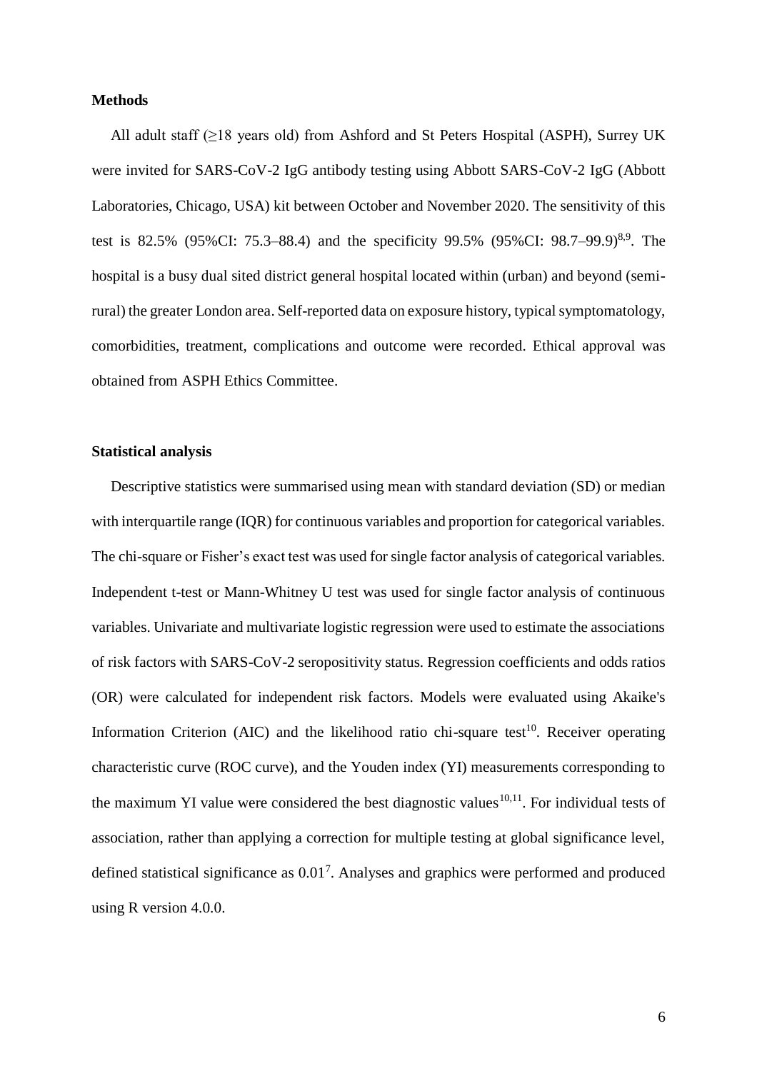## Methods

All adult staff (≥18 years old) from Ashford and St Peters Hospital (ASPH), Surrey UK were invited for SARS-CoV-2 IgG antibody testing using Abbott SARS-CoV-2 IgG (Abbott Laboratories, Chicago, USA) kit between October and November 2020. The sensitivity of this test is 82.5% (95%CI: 75.3–88.4) and the specificity 99.5% (95%CI: 98.7–99.9)[8,9]. The hospital is a busy dual sited district general hospital located within (urban) and beyond (semi-rural) the greater London area. Self-reported data on exposure history, typical symptomatology, comorbidities, treatment, complications and outcome were recorded. Ethical approval was obtained from ASPH Ethics Committee.

## Statistical analysis

Descriptive statistics were summarised using mean with standard deviation (SD) or median with interquartile range (IQR) for continuous variables and proportion for categorical variables. The chi-square or Fisher's exact test was used for single factor analysis of categorical variables. Independent t-test or Mann-Whitney U test was used for single factor analysis of continuous variables. Univariate and multivariate logistic regression were used to estimate the associations of risk factors with SARS-CoV-2 seropositivity status. Regression coefficients and odds ratios (OR) were calculated for independent risk factors. Models were evaluated using Akaike's Information Criterion (AIC) and the likelihood ratio chi-square test[10]. Receiver operating characteristic curve (ROC curve), and the Youden index (YI) measurements corresponding to the maximum YI value were considered the best diagnostic values[10,11]. For individual tests of association, rather than applying a correction for multiple testing at global significance level, defined statistical significance as 0.01[7]. Analyses and graphics were performed and produced using R version 4.0.0.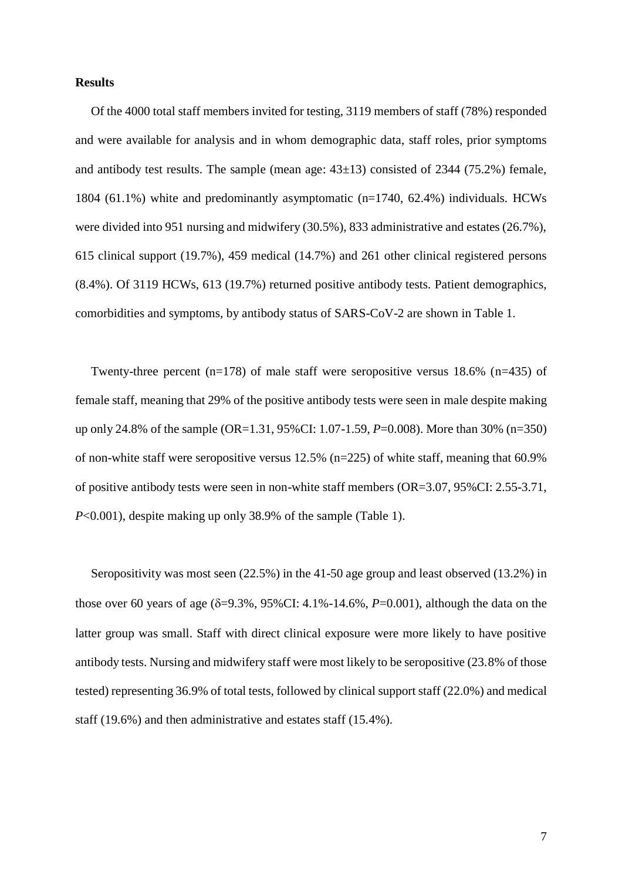**Results**

Of the 4000 total staff members invited for testing, 3119 members of staff (78%) responded and were available for analysis and in whom demographic data, staff roles, prior symptoms and antibody test results. The sample (mean age: 43±13) consisted of 2344 (75.2%) female, 1804 (61.1%) white and predominantly asymptomatic (n=1740, 62.4%) individuals. HCWs were divided into 951 nursing and midwifery (30.5%), 833 administrative and estates (26.7%), 615 clinical support (19.7%), 459 medical (14.7%) and 261 other clinical registered persons (8.4%). Of 3119 HCWs, 613 (19.7%) returned positive antibody tests. Patient demographics, comorbidities and symptoms, by antibody status of SARS-CoV-2 are shown in Table 1.

Twenty-three percent (n=178) of male staff were seropositive versus 18.6% (n=435) of female staff, meaning that 29% of the positive antibody tests were seen in male despite making up only 24.8% of the sample (OR=1.31, 95%CI: 1.07-1.59, $P$=0.008). More than 30% (n=350) of non-white staff were seropositive versus 12.5% (n=225) of white staff, meaning that 60.9% of positive antibody tests were seen in non-white staff members (OR=3.07, 95%CI: 2.55-3.71, $P$<0.001), despite making up only 38.9% of the sample (Table 1).

Seropositivity was most seen (22.5%) in the 41-50 age group and least observed (13.2%) in those over 60 years of age ($\delta$=9.3%, 95%CI: 4.1%-14.6%, $P$=0.001), although the data on the latter group was small. Staff with direct clinical exposure were more likely to have positive antibody tests. Nursing and midwifery staff were most likely to be seropositive (23.8% of those tested) representing 36.9% of total tests, followed by clinical support staff (22.0%) and medical staff (19.6%) and then administrative and estates staff (15.4%).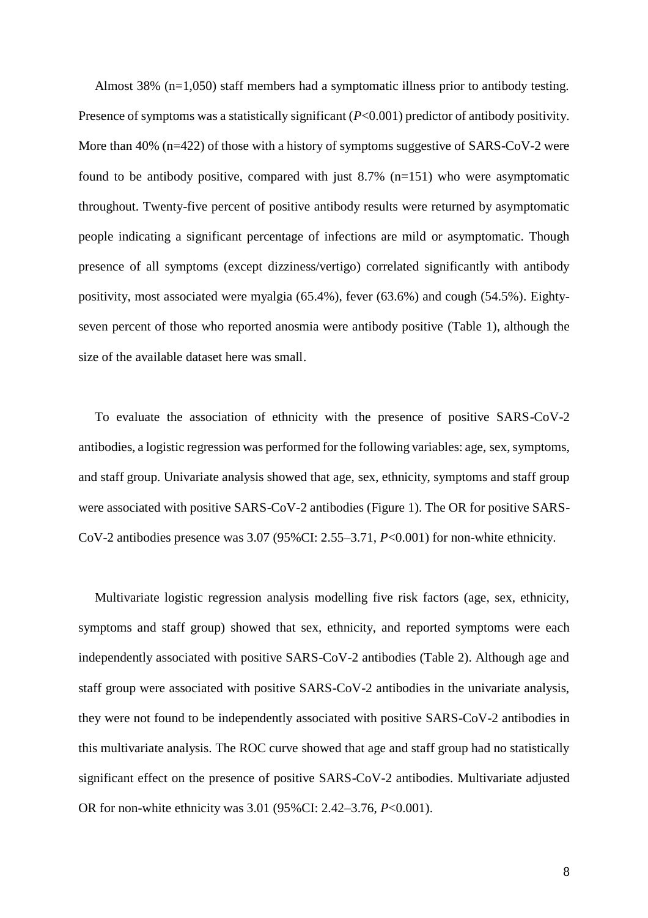Almost 38% (n=1,050) staff members had a symptomatic illness prior to antibody testing. Presence of symptoms was a statistically significant (*P*<0.001) predictor of antibody positivity. More than 40% (n=422) of those with a history of symptoms suggestive of SARS-CoV-2 were found to be antibody positive, compared with just 8.7% (n=151) who were asymptomatic throughout. Twenty-five percent of positive antibody results were returned by asymptomatic people indicating a significant percentage of infections are mild or asymptomatic. Though presence of all symptoms (except dizziness/vertigo) correlated significantly with antibody positivity, most associated were myalgia (65.4%), fever (63.6%) and cough (54.5%). Eighty-seven percent of those who reported anosmia were antibody positive (Table 1), although the size of the available dataset here was small.

To evaluate the association of ethnicity with the presence of positive SARS-CoV-2 antibodies, a logistic regression was performed for the following variables: age, sex, symptoms, and staff group. Univariate analysis showed that age, sex, ethnicity, symptoms and staff group were associated with positive SARS-CoV-2 antibodies (Figure 1). The OR for positive SARS-CoV-2 antibodies presence was 3.07 (95%CI: 2.55–3.71, *P*<0.001) for non-white ethnicity.

Multivariate logistic regression analysis modelling five risk factors (age, sex, ethnicity, symptoms and staff group) showed that sex, ethnicity, and reported symptoms were each independently associated with positive SARS-CoV-2 antibodies (Table 2). Although age and staff group were associated with positive SARS-CoV-2 antibodies in the univariate analysis, they were not found to be independently associated with positive SARS-CoV-2 antibodies in this multivariate analysis. The ROC curve showed that age and staff group had no statistically significant effect on the presence of positive SARS-CoV-2 antibodies. Multivariate adjusted OR for non-white ethnicity was 3.01 (95%CI: 2.42–3.76, *P*<0.001).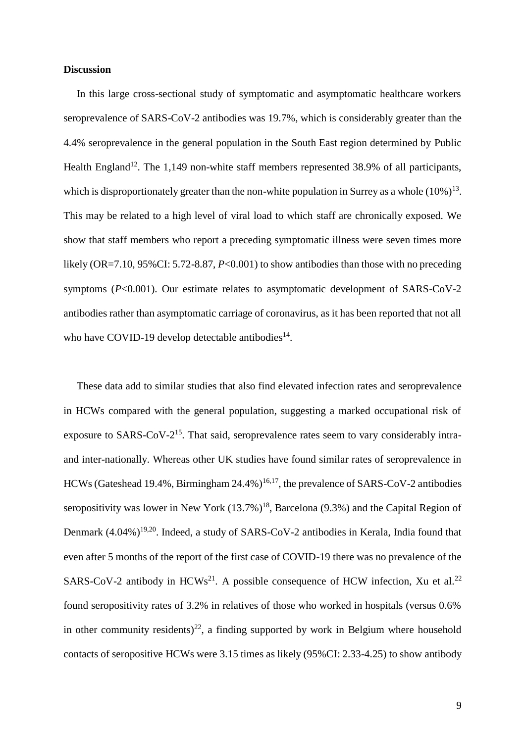**Discussion**

In this large cross-sectional study of symptomatic and asymptomatic healthcare workers seroprevalence of SARS-CoV-2 antibodies was 19.7%, which is considerably greater than the 4.4% seroprevalence in the general population in the South East region determined by Public Health England[12]. The 1,149 non-white staff members represented 38.9% of all participants, which is disproportionately greater than the non-white population in Surrey as a whole (10%)[13]. This may be related to a high level of viral load to which staff are chronically exposed. We show that staff members who report a preceding symptomatic illness were seven times more likely (OR=7.10, 95%CI: 5.72-8.87, $P<0.001$) to show antibodies than those with no preceding symptoms ($P<0.001$). Our estimate relates to asymptomatic development of SARS-CoV-2 antibodies rather than asymptomatic carriage of coronavirus, as it has been reported that not all who have COVID-19 develop detectable antibodies[14].

These data add to similar studies that also find elevated infection rates and seroprevalence in HCWs compared with the general population, suggesting a marked occupational risk of exposure to SARS-CoV-2[15]. That said, seroprevalence rates seem to vary considerably intra- and inter-nationally. Whereas other UK studies have found similar rates of seroprevalence in HCWs (Gateshead 19.4%, Birmingham 24.4%)[16,17], the prevalence of SARS-CoV-2 antibodies seropositivity was lower in New York (13.7%)[18], Barcelona (9.3%) and the Capital Region of Denmark (4.04%)[19,20]. Indeed, a study of SARS-CoV-2 antibodies in Kerala, India found that even after 5 months of the report of the first case of COVID-19 there was no prevalence of the SARS-CoV-2 antibody in HCWs[21]. A possible consequence of HCW infection, Xu et al.[22] found seropositivity rates of 3.2% in relatives of those who worked in hospitals (versus 0.6% in other community residents)[22], a finding supported by work in Belgium where household contacts of seropositive HCWs were 3.15 times as likely (95%CI: 2.33-4.25) to show antibody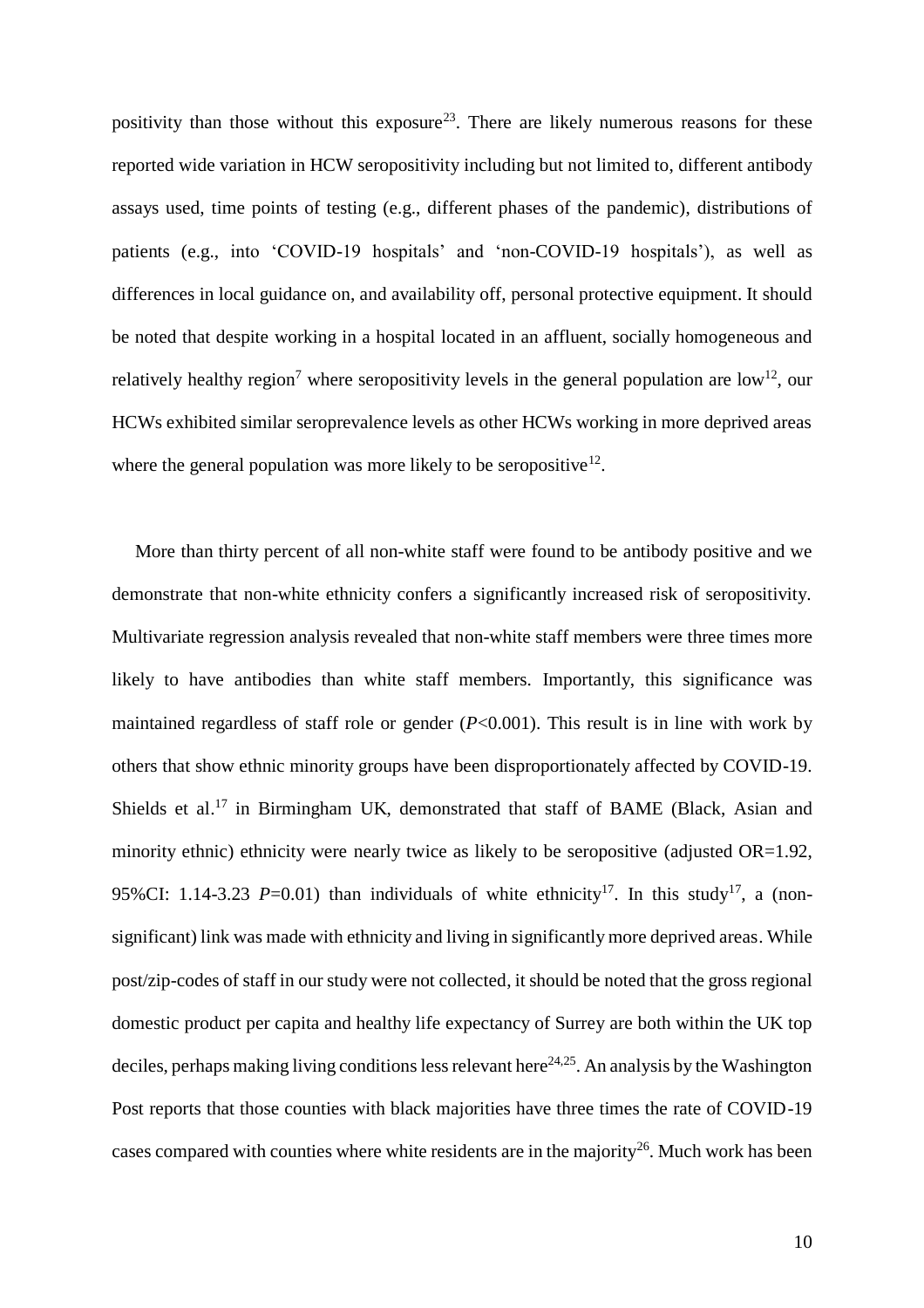positivity than those without this exposure[23]. There are likely numerous reasons for these reported wide variation in HCW seropositivity including but not limited to, different antibody assays used, time points of testing (e.g., different phases of the pandemic), distributions of patients (e.g., into 'COVID-19 hospitals' and 'non-COVID-19 hospitals'), as well as differences in local guidance on, and availability off, personal protective equipment. It should be noted that despite working in a hospital located in an affluent, socially homogeneous and relatively healthy region[7] where seropositivity levels in the general population are low[12], our HCWs exhibited similar seroprevalence levels as other HCWs working in more deprived areas where the general population was more likely to be seropositive[12].

More than thirty percent of all non-white staff were found to be antibody positive and we demonstrate that non-white ethnicity confers a significantly increased risk of seropositivity. Multivariate regression analysis revealed that non-white staff members were three times more likely to have antibodies than white staff members. Importantly, this significance was maintained regardless of staff role or gender ($P$<0.001). This result is in line with work by others that show ethnic minority groups have been disproportionately affected by COVID-19. Shields et al.[17] in Birmingham UK, demonstrated that staff of BAME (Black, Asian and minority ethnic) ethnicity were nearly twice as likely to be seropositive (adjusted OR=1.92, 95%CI: 1.14-3.23 $P$=0.01) than individuals of white ethnicity[17]. In this study[17], a (non-significant) link was made with ethnicity and living in significantly more deprived areas. While post/zip-codes of staff in our study were not collected, it should be noted that the gross regional domestic product per capita and healthy life expectancy of Surrey are both within the UK top deciles, perhaps making living conditions less relevant here[24,25]. An analysis by the Washington Post reports that those counties with black majorities have three times the rate of COVID-19 cases compared with counties where white residents are in the majority[26]. Much work has been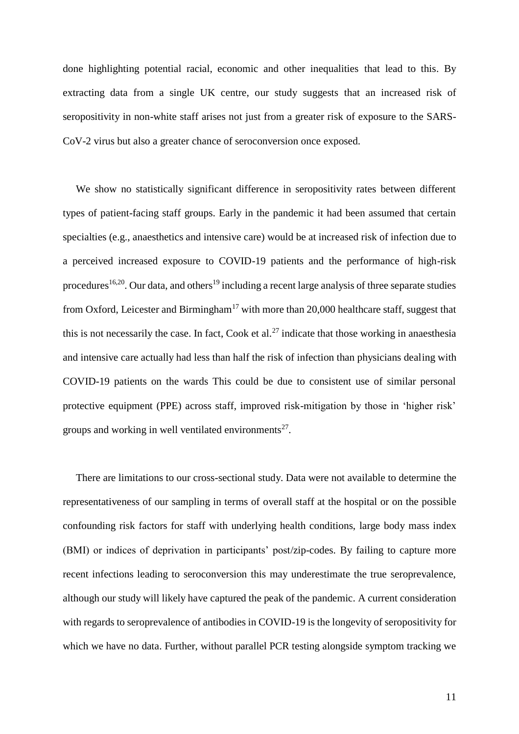done highlighting potential racial, economic and other inequalities that lead to this. By extracting data from a single UK centre, our study suggests that an increased risk of seropositivity in non-white staff arises not just from a greater risk of exposure to the SARS-CoV-2 virus but also a greater chance of seroconversion once exposed.

We show no statistically significant difference in seropositivity rates between different types of patient-facing staff groups. Early in the pandemic it had been assumed that certain specialties (e.g., anaesthetics and intensive care) would be at increased risk of infection due to a perceived increased exposure to COVID-19 patients and the performance of high-risk procedures[16,20]. Our data, and others[19] including a recent large analysis of three separate studies from Oxford, Leicester and Birmingham[17] with more than 20,000 healthcare staff, suggest that this is not necessarily the case. In fact, Cook et al.[27] indicate that those working in anaesthesia and intensive care actually had less than half the risk of infection than physicians dealing with COVID-19 patients on the wards This could be due to consistent use of similar personal protective equipment (PPE) across staff, improved risk-mitigation by those in 'higher risk' groups and working in well ventilated environments[27].

There are limitations to our cross-sectional study. Data were not available to determine the representativeness of our sampling in terms of overall staff at the hospital or on the possible confounding risk factors for staff with underlying health conditions, large body mass index (BMI) or indices of deprivation in participants' post/zip-codes. By failing to capture more recent infections leading to seroconversion this may underestimate the true seroprevalence, although our study will likely have captured the peak of the pandemic. A current consideration with regards to seroprevalence of antibodies in COVID-19 is the longevity of seropositivity for which we have no data. Further, without parallel PCR testing alongside symptom tracking we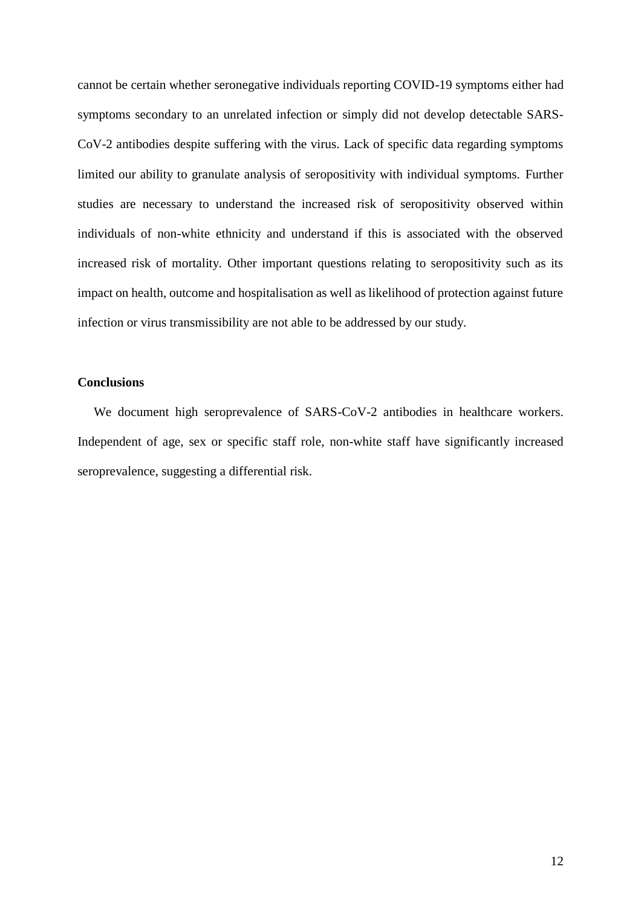cannot be certain whether seronegative individuals reporting COVID-19 symptoms either had symptoms secondary to an unrelated infection or simply did not develop detectable SARS-CoV-2 antibodies despite suffering with the virus. Lack of specific data regarding symptoms limited our ability to granulate analysis of seropositivity with individual symptoms. Further studies are necessary to understand the increased risk of seropositivity observed within individuals of non-white ethnicity and understand if this is associated with the observed increased risk of mortality. Other important questions relating to seropositivity such as its impact on health, outcome and hospitalisation as well as likelihood of protection against future infection or virus transmissibility are not able to be addressed by our study.

## Conclusions

We document high seroprevalence of SARS-CoV-2 antibodies in healthcare workers. Independent of age, sex or specific staff role, non-white staff have significantly increased seroprevalence, suggesting a differential risk.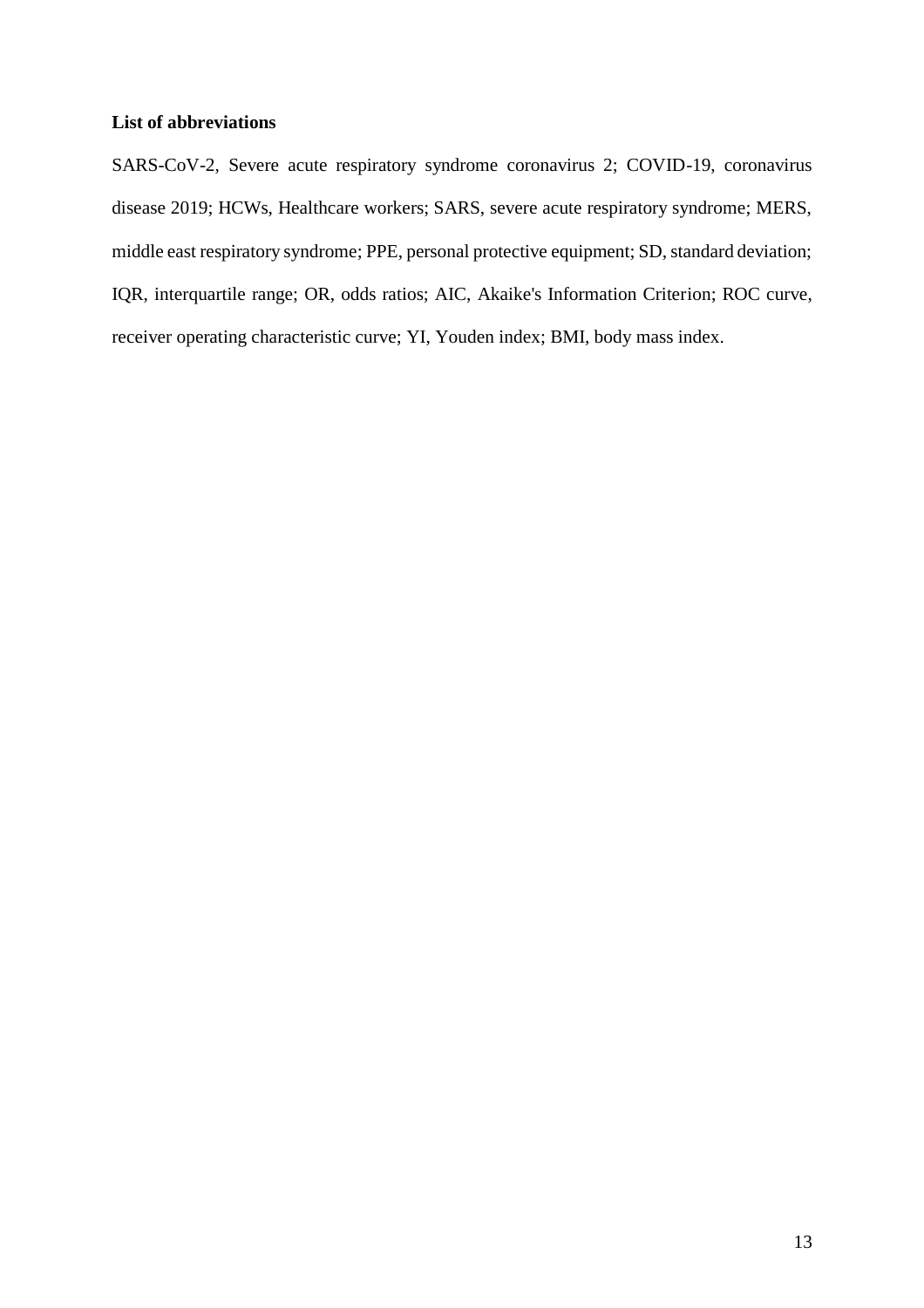**List of abbreviations**

SARS-CoV-2, Severe acute respiratory syndrome coronavirus 2; COVID-19, coronavirus disease 2019; HCWs, Healthcare workers; SARS, severe acute respiratory syndrome; MERS, middle east respiratory syndrome; PPE, personal protective equipment; SD, standard deviation; IQR, interquartile range; OR, odds ratios; AIC, Akaike's Information Criterion; ROC curve, receiver operating characteristic curve; YI, Youden index; BMI, body mass index.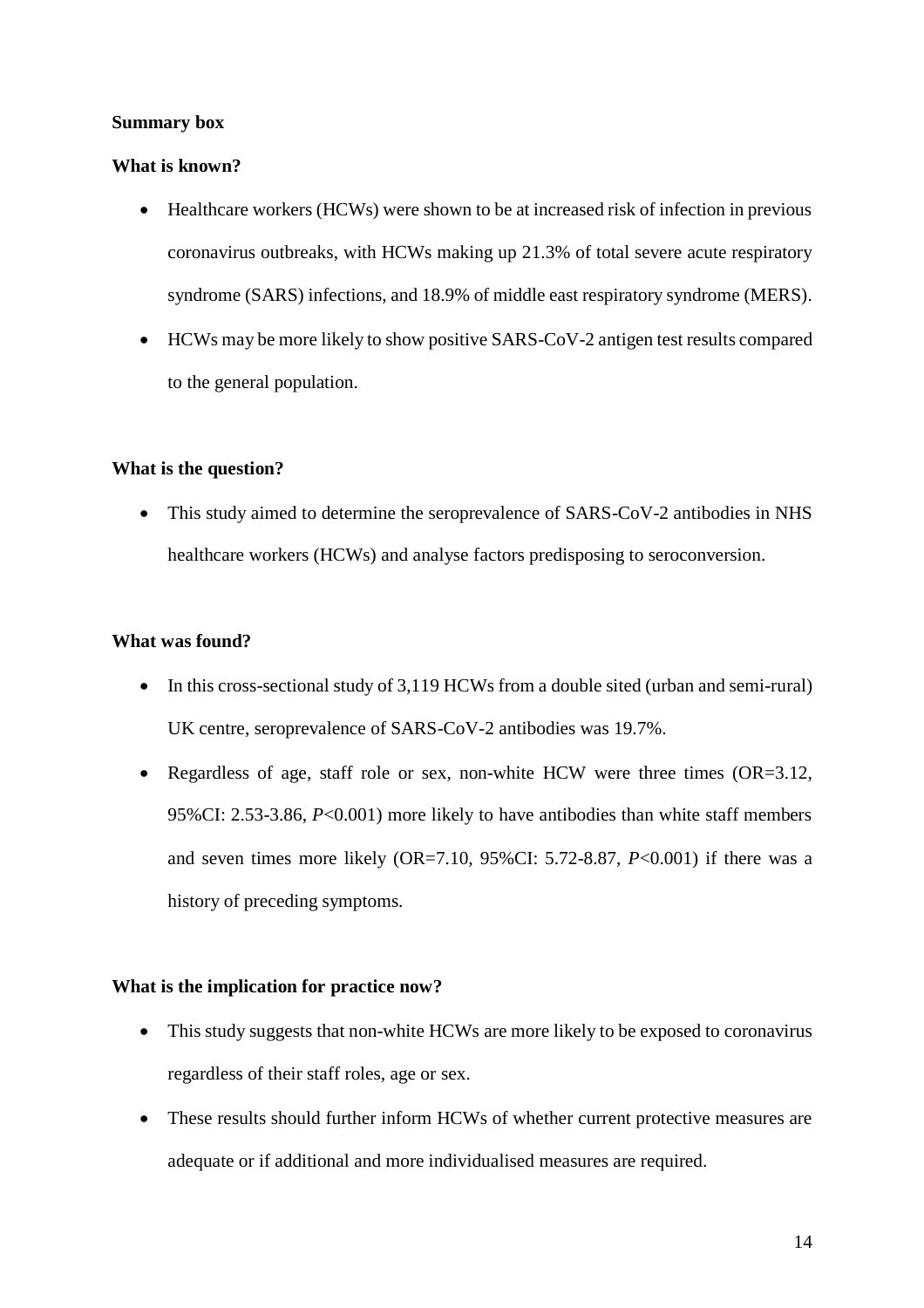**Summary box**

**What is known?**

- Healthcare workers (HCWs) were shown to be at increased risk of infection in previous coronavirus outbreaks, with HCWs making up 21.3% of total severe acute respiratory syndrome (SARS) infections, and 18.9% of middle east respiratory syndrome (MERS).
- HCWs may be more likely to show positive SARS-CoV-2 antigen test results compared to the general population.

**What is the question?**

- This study aimed to determine the seroprevalence of SARS-CoV-2 antibodies in NHS healthcare workers (HCWs) and analyse factors predisposing to seroconversion.

**What was found?**

- In this cross-sectional study of 3,119 HCWs from a double sited (urban and semi-rural) UK centre, seroprevalence of SARS-CoV-2 antibodies was 19.7%.
- Regardless of age, staff role or sex, non-white HCW were three times (OR=3.12, 95%CI: 2.53-3.86, $P<0.001$) more likely to have antibodies than white staff members and seven times more likely (OR=7.10, 95%CI: 5.72-8.87, $P<0.001$) if there was a history of preceding symptoms.

**What is the implication for practice now?**

- This study suggests that non-white HCWs are more likely to be exposed to coronavirus regardless of their staff roles, age or sex.
- These results should further inform HCWs of whether current protective measures are adequate or if additional and more individualised measures are required.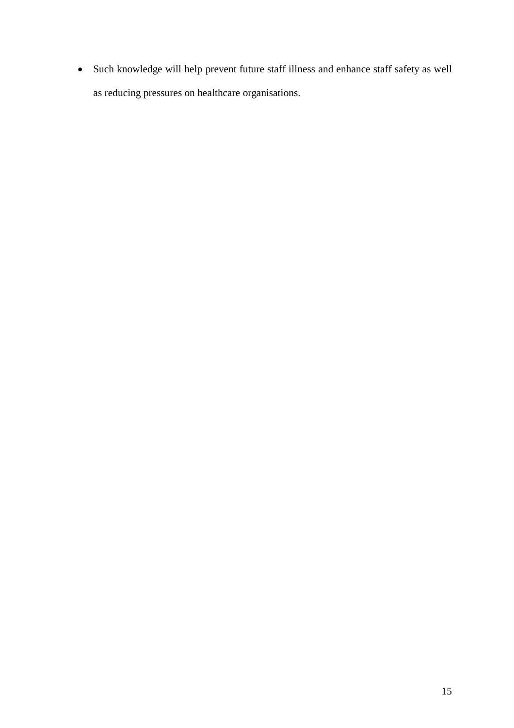- Such knowledge will help prevent future staff illness and enhance staff safety as well as reducing pressures on healthcare organisations.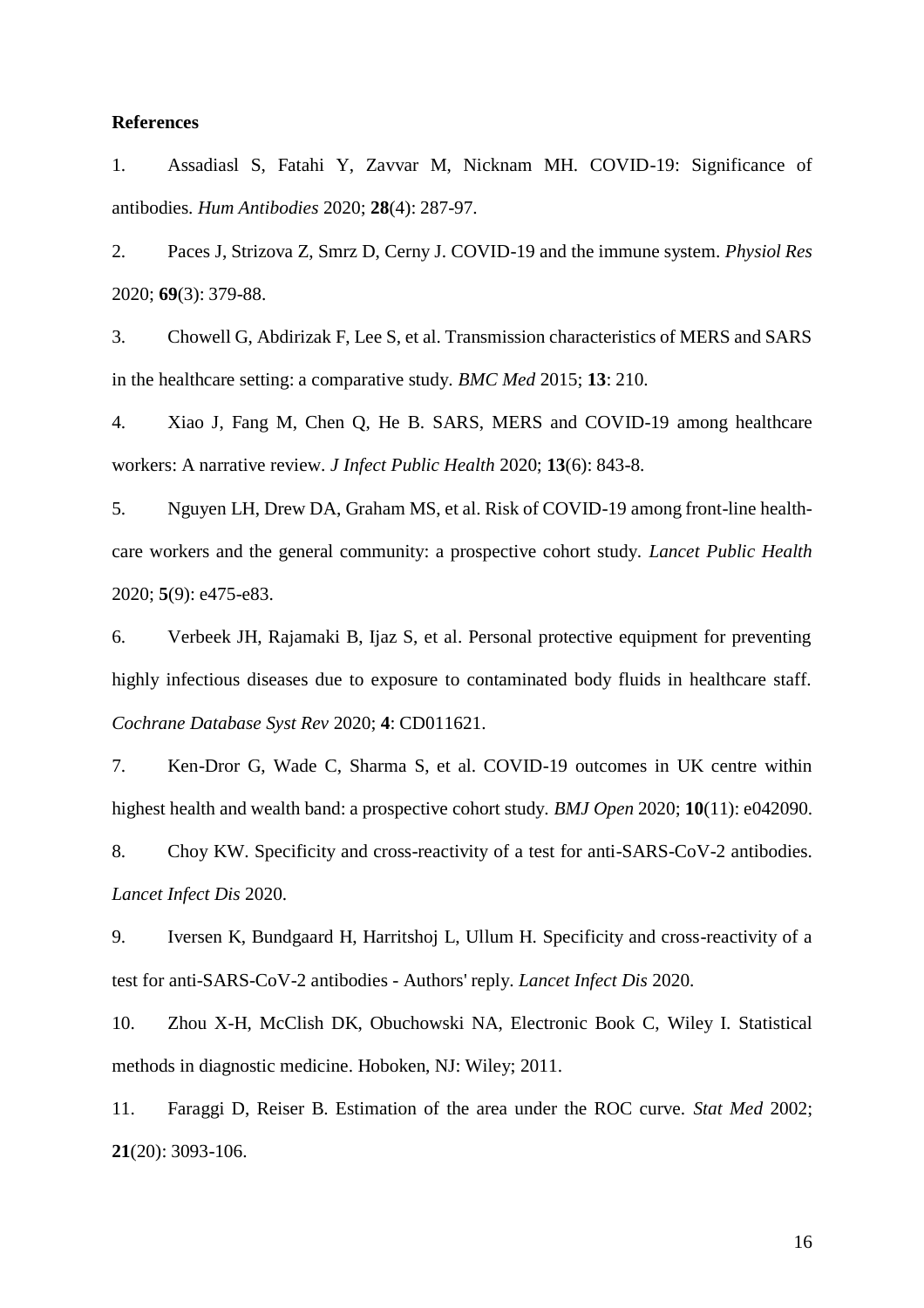**References**

1. Assadiasl S, Fatahi Y, Zavvar M, Nicknam MH. COVID-19: Significance of antibodies. *Hum Antibodies* 2020; **28**(4): 287-97.

2. Paces J, Strizova Z, Smrz D, Cerny J. COVID-19 and the immune system. *Physiol Res* 2020; **69**(3): 379-88.

3. Chowell G, Abdirizak F, Lee S, et al. Transmission characteristics of MERS and SARS in the healthcare setting: a comparative study. *BMC Med* 2015; **13**: 210.

4. Xiao J, Fang M, Chen Q, He B. SARS, MERS and COVID-19 among healthcare workers: A narrative review. *J Infect Public Health* 2020; **13**(6): 843-8.

5. Nguyen LH, Drew DA, Graham MS, et al. Risk of COVID-19 among front-line health-care workers and the general community: a prospective cohort study. *Lancet Public Health* 2020; **5**(9): e475-e83.

6. Verbeek JH, Rajamaki B, Ijaz S, et al. Personal protective equipment for preventing highly infectious diseases due to exposure to contaminated body fluids in healthcare staff. *Cochrane Database Syst Rev* 2020; **4**: CD011621.

7. Ken-Dror G, Wade C, Sharma S, et al. COVID-19 outcomes in UK centre within highest health and wealth band: a prospective cohort study. *BMJ Open* 2020; **10**(11): e042090.

8. Choy KW. Specificity and cross-reactivity of a test for anti-SARS-CoV-2 antibodies. *Lancet Infect Dis* 2020.

9. Iversen K, Bundgaard H, Harritshoj L, Ullum H. Specificity and cross-reactivity of a test for anti-SARS-CoV-2 antibodies - Authors' reply. *Lancet Infect Dis* 2020.

10. Zhou X-H, McClish DK, Obuchowski NA, Electronic Book C, Wiley I. Statistical methods in diagnostic medicine. Hoboken, NJ: Wiley; 2011.

11. Faraggi D, Reiser B. Estimation of the area under the ROC curve. *Stat Med* 2002; **21**(20): 3093-106.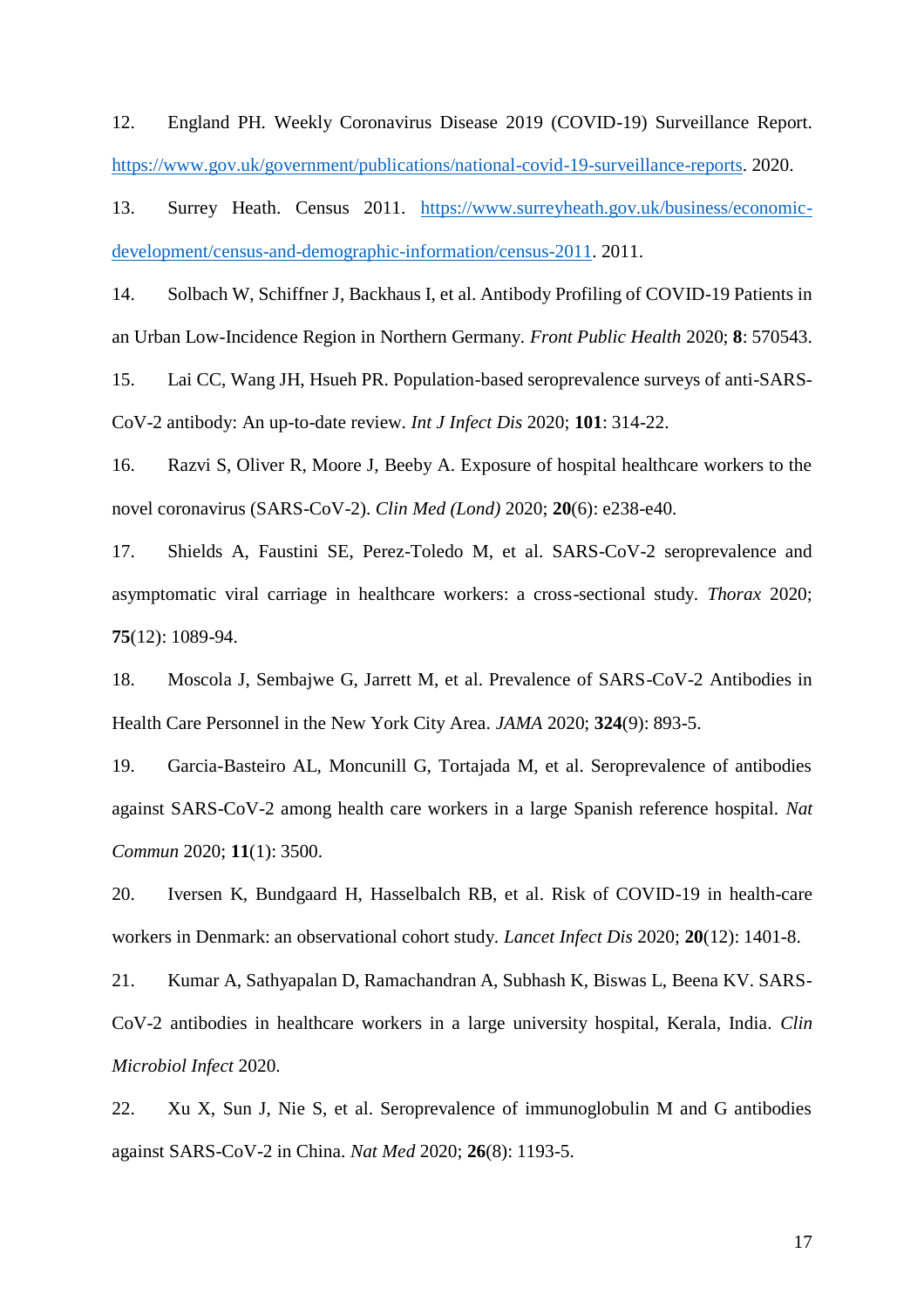12. England PH. Weekly Coronavirus Disease 2019 (COVID-19) Surveillance Report. https://www.gov.uk/government/publications/national-covid-19-surveillance-reports. 2020.

13. Surrey Heath. Census 2011. https://www.surreyheath.gov.uk/business/economic-development/census-and-demographic-information/census-2011. 2011.

14. Solbach W, Schiffner J, Backhaus I, et al. Antibody Profiling of COVID-19 Patients in an Urban Low-Incidence Region in Northern Germany. *Front Public Health* 2020; **8**: 570543.

15. Lai CC, Wang JH, Hsueh PR. Population-based seroprevalence surveys of anti-SARS-CoV-2 antibody: An up-to-date review. *Int J Infect Dis* 2020; **101**: 314-22.

16. Razvi S, Oliver R, Moore J, Beeby A. Exposure of hospital healthcare workers to the novel coronavirus (SARS-CoV-2). *Clin Med (Lond)* 2020; **20**(6): e238-e40.

17. Shields A, Faustini SE, Perez-Toledo M, et al. SARS-CoV-2 seroprevalence and asymptomatic viral carriage in healthcare workers: a cross-sectional study. *Thorax* 2020; **75**(12): 1089-94.

18. Moscola J, Sembajwe G, Jarrett M, et al. Prevalence of SARS-CoV-2 Antibodies in Health Care Personnel in the New York City Area. *JAMA* 2020; **324**(9): 893-5.

19. Garcia-Basteiro AL, Moncunill G, Tortajada M, et al. Seroprevalence of antibodies against SARS-CoV-2 among health care workers in a large Spanish reference hospital. *Nat Commun* 2020; **11**(1): 3500.

20. Iversen K, Bundgaard H, Hasselbalch RB, et al. Risk of COVID-19 in health-care workers in Denmark: an observational cohort study. *Lancet Infect Dis* 2020; **20**(12): 1401-8.

21. Kumar A, Sathyapalan D, Ramachandran A, Subhash K, Biswas L, Beena KV. SARS-CoV-2 antibodies in healthcare workers in a large university hospital, Kerala, India. *Clin Microbiol Infect* 2020.

22. Xu X, Sun J, Nie S, et al. Seroprevalence of immunoglobulin M and G antibodies against SARS-CoV-2 in China. *Nat Med* 2020; **26**(8): 1193-5.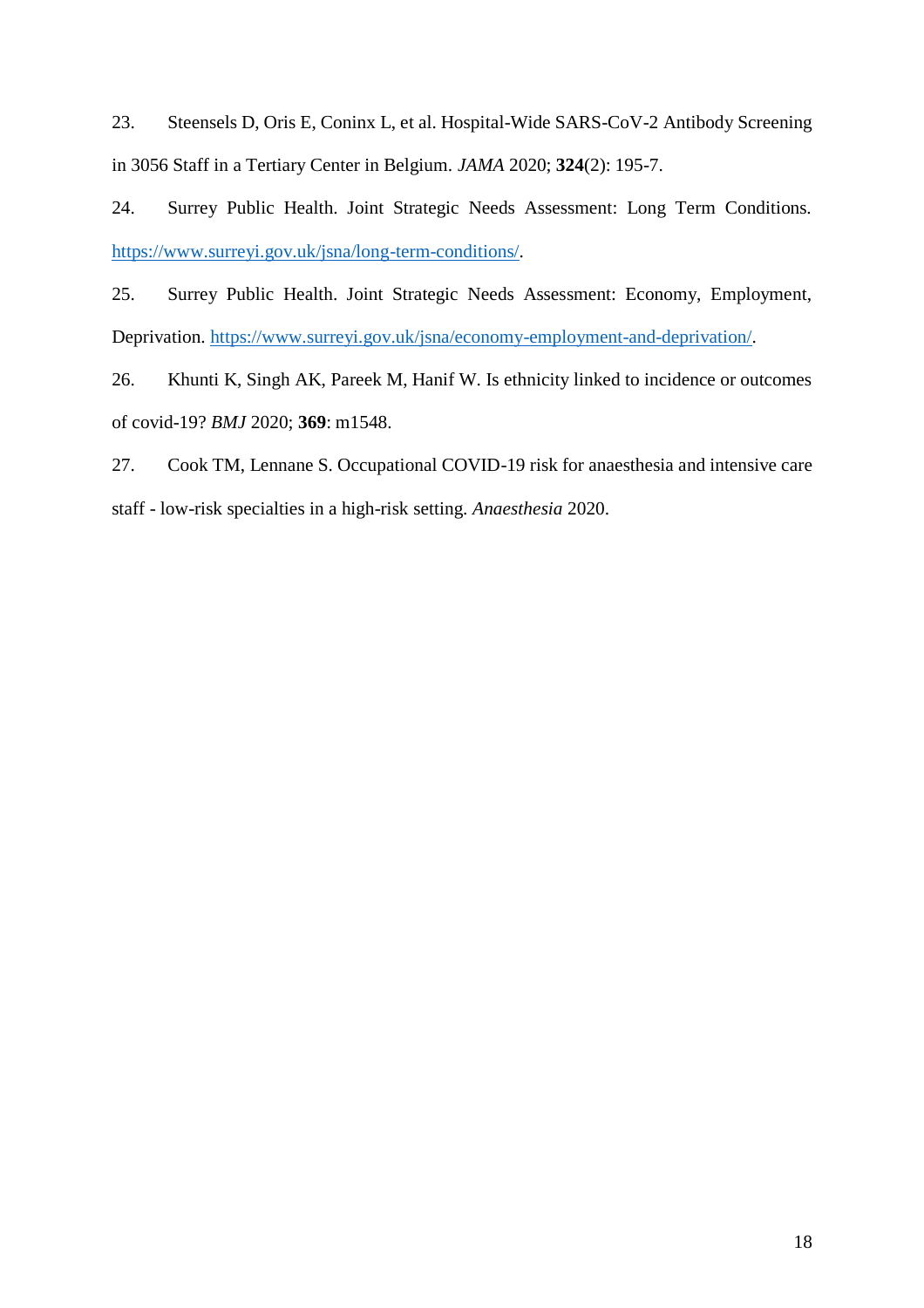23. Steensels D, Oris E, Coninx L, et al. Hospital-Wide SARS-CoV-2 Antibody Screening in 3056 Staff in a Tertiary Center in Belgium. *JAMA* 2020; **324**(2): 195-7.

24. Surrey Public Health. Joint Strategic Needs Assessment: Long Term Conditions. https://www.surreyi.gov.uk/jsna/long-term-conditions/.

25. Surrey Public Health. Joint Strategic Needs Assessment: Economy, Employment, Deprivation. https://www.surreyi.gov.uk/jsna/economy-employment-and-deprivation/.

26. Khunti K, Singh AK, Pareek M, Hanif W. Is ethnicity linked to incidence or outcomes of covid-19? *BMJ* 2020; **369**: m1548.

27. Cook TM, Lennane S. Occupational COVID-19 risk for anaesthesia and intensive care staff - low-risk specialties in a high-risk setting. *Anaesthesia* 2020.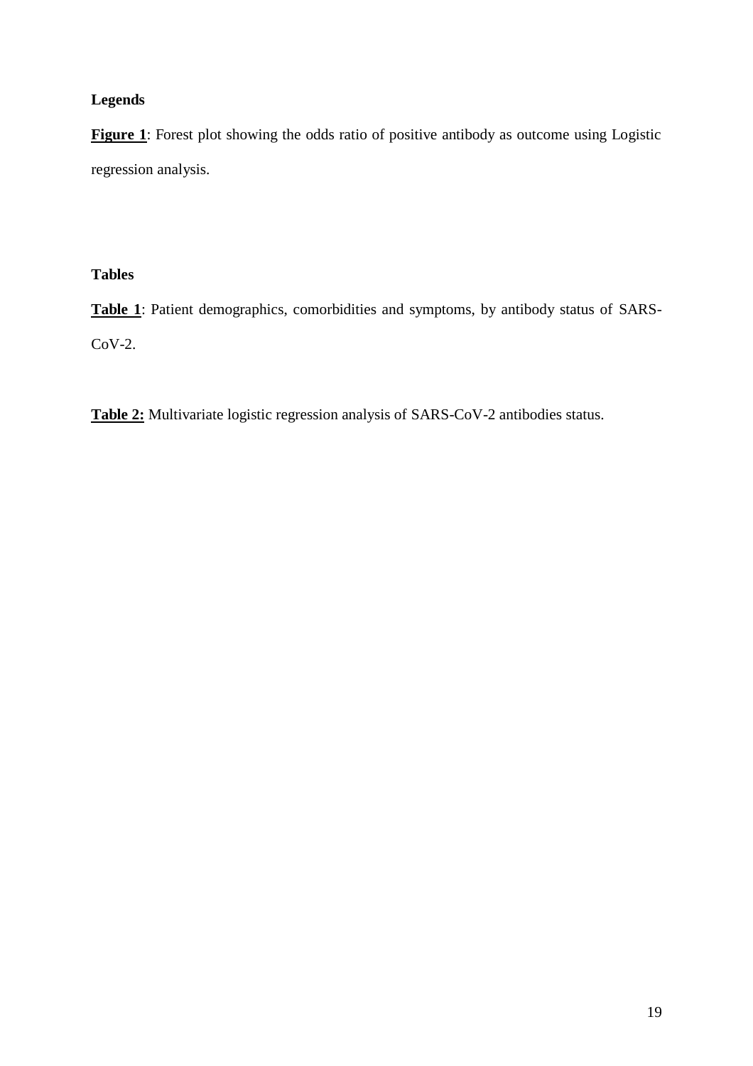## Legends

**Figure 1**: Forest plot showing the odds ratio of positive antibody as outcome using Logistic regression analysis.

## Tables

**Table 1**: Patient demographics, comorbidities and symptoms, by antibody status of SARS-CoV-2.

**Table 2:** Multivariate logistic regression analysis of SARS-CoV-2 antibodies status.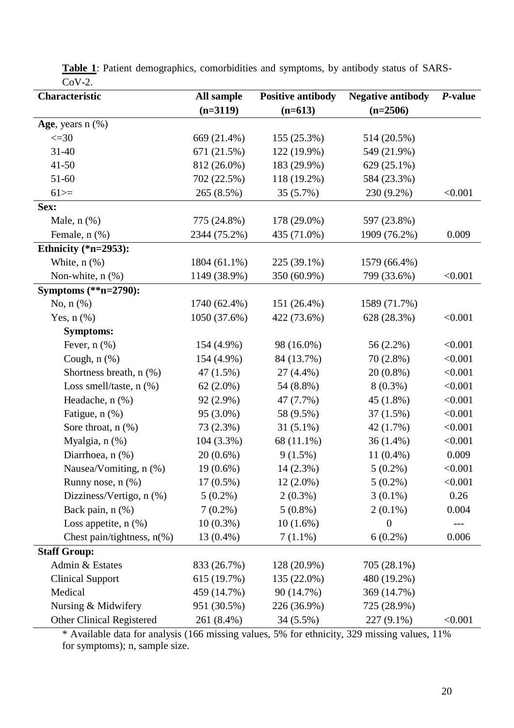**Table 1**: Patient demographics, comorbidities and symptoms, by antibody status of SARS-CoV-2.

| Characteristic | All sample (n=3119) | Positive antibody (n=613) | Negative antibody (n=2506) | *P*-value |
|---|---|---|---|---|
| **Age**, years n (%) | | | | |
| <=30 | 669 (21.4%) | 155 (25.3%) | 514 (20.5%) | |
| 31-40 | 671 (21.5%) | 122 (19.9%) | 549 (21.9%) | |
| 41-50 | 812 (26.0%) | 183 (29.9%) | 629 (25.1%) | |
| 51-60 | 702 (22.5%) | 118 (19.2%) | 584 (23.3%) | |
| 61>= | 265 (8.5%) | 35 (5.7%) | 230 (9.2%) | <0.001 |
| **Sex:** | | | | |
| Male, n (%) | 775 (24.8%) | 178 (29.0%) | 597 (23.8%) | |
| Female, n (%) | 2344 (75.2%) | 435 (71.0%) | 1909 (76.2%) | 0.009 |
| **Ethnicity (*n=2953):** | | | | |
| White, n (%) | 1804 (61.1%) | 225 (39.1%) | 1579 (66.4%) | |
| Non-white, n (%) | 1149 (38.9%) | 350 (60.9%) | 799 (33.6%) | <0.001 |
| **Symptoms (**n=2790):** | | | | |
| No, n (%) | 1740 (62.4%) | 151 (26.4%) | 1589 (71.7%) | |
| Yes, n (%) | 1050 (37.6%) | 422 (73.6%) | 628 (28.3%) | <0.001 |
| **Symptoms:** | | | | |
| Fever, n (%) | 154 (4.9%) | 98 (16.0%) | 56 (2.2%) | <0.001 |
| Cough, n (%) | 154 (4.9%) | 84 (13.7%) | 70 (2.8%) | <0.001 |
| Shortness breath, n (%) | 47 (1.5%) | 27 (4.4%) | 20 (0.8%) | <0.001 |
| Loss smell/taste, n (%) | 62 (2.0%) | 54 (8.8%) | 8 (0.3%) | <0.001 |
| Headache, n (%) | 92 (2.9%) | 47 (7.7%) | 45 (1.8%) | <0.001 |
| Fatigue, n (%) | 95 (3.0%) | 58 (9.5%) | 37 (1.5%) | <0.001 |
| Sore throat, n (%) | 73 (2.3%) | 31 (5.1%) | 42 (1.7%) | <0.001 |
| Myalgia, n (%) | 104 (3.3%) | 68 (11.1%) | 36 (1.4%) | <0.001 |
| Diarrhoea, n (%) | 20 (0.6%) | 9 (1.5%) | 11 (0.4%) | 0.009 |
| Nausea/Vomiting, n (%) | 19 (0.6%) | 14 (2.3%) | 5 (0.2%) | <0.001 |
| Runny nose, n (%) | 17 (0.5%) | 12 (2.0%) | 5 (0.2%) | <0.001 |
| Dizziness/Vertigo, n (%) | 5 (0.2%) | 2 (0.3%) | 3 (0.1%) | 0.26 |
| Back pain, n (%) | 7 (0.2%) | 5 (0.8%) | 2 (0.1%) | 0.004 |
| Loss appetite, n (%) | 10 (0.3%) | 10 (1.6%) | 0 | --- |
| Chest pain/tightness, n(%) | 13 (0.4%) | 7 (1.1%) | 6 (0.2%) | 0.006 |
| **Staff Group:** | | | | |
| Admin & Estates | 833 (26.7%) | 128 (20.9%) | 705 (28.1%) | |
| Clinical Support | 615 (19.7%) | 135 (22.0%) | 480 (19.2%) | |
| Medical | 459 (14.7%) | 90 (14.7%) | 369 (14.7%) | |
| Nursing & Midwifery | 951 (30.5%) | 226 (36.9%) | 725 (28.9%) | |
| Other Clinical Registered | 261 (8.4%) | 34 (5.5%) | 227 (9.1%) | <0.001 |

\* Available data for analysis (166 missing values, 5% for ethnicity, 329 missing values, 11% for symptoms); n, sample size.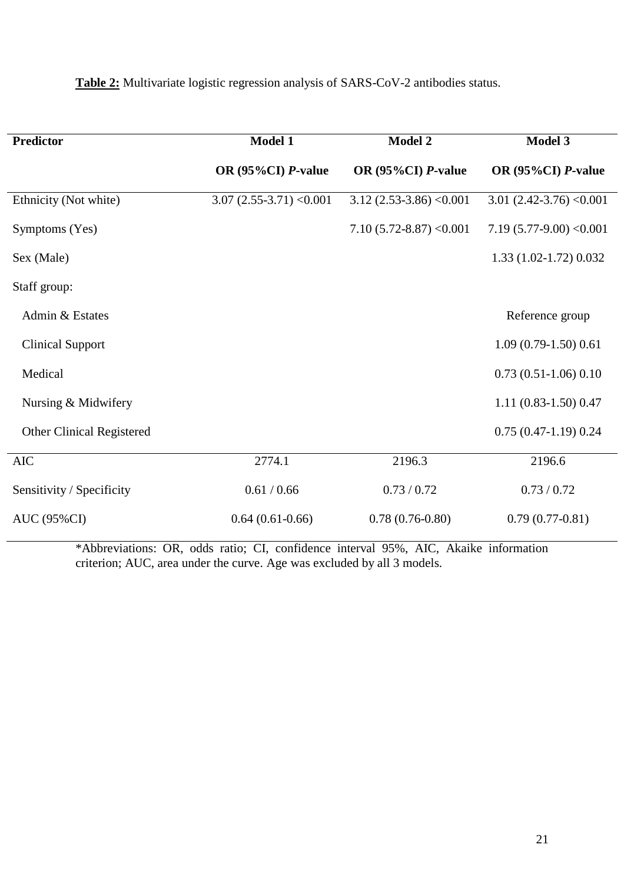**Table 2:** Multivariate logistic regression analysis of SARS-CoV-2 antibodies status.

| Predictor | Model 1 | Model 2 | Model 3 |
|---|---|---|---|
| | OR (95%CI) *P*-value | OR (95%CI) *P*-value | OR (95%CI) *P*-value |
| Ethnicity (Not white) | 3.07 (2.55-3.71) <0.001 | 3.12 (2.53-3.86) <0.001 | 3.01 (2.42-3.76) <0.001 |
| Symptoms (Yes) | | 7.10 (5.72-8.87) <0.001 | 7.19 (5.77-9.00) <0.001 |
| Sex (Male) | | | 1.33 (1.02-1.72) 0.032 |
| Staff group: | | | |
| Admin & Estates | | | Reference group |
| Clinical Support | | | 1.09 (0.79-1.50) 0.61 |
| Medical | | | 0.73 (0.51-1.06) 0.10 |
| Nursing & Midwifery | | | 1.11 (0.83-1.50) 0.47 |
| Other Clinical Registered | | | 0.75 (0.47-1.19) 0.24 |
| AIC | 2774.1 | 2196.3 | 2196.6 |
| Sensitivity / Specificity | 0.61 / 0.66 | 0.73 / 0.72 | 0.73 / 0.72 |
| AUC (95%CI) | 0.64 (0.61-0.66) | 0.78 (0.76-0.80) | 0.79 (0.77-0.81) |

*Abbreviations: OR, odds ratio; CI, confidence interval 95%, AIC, Akaike information criterion; AUC, area under the curve. Age was excluded by all 3 models.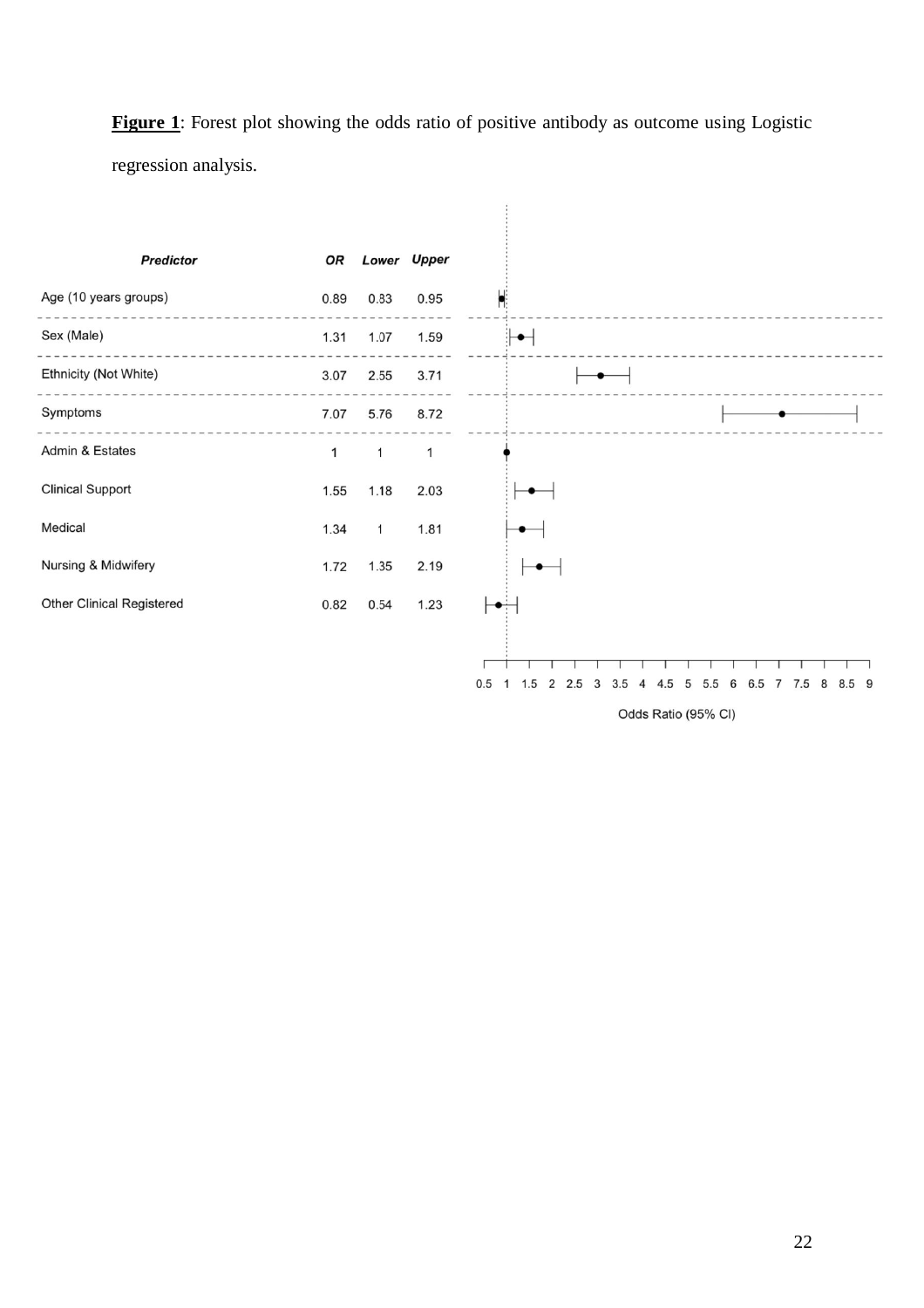**Figure 1**: Forest plot showing the odds ratio of positive antibody as outcome using Logistic regression analysis.

Predictor OR Lower Upper

Age (10 years groups) 0.89 0.83 0.95

Sex (Male) 1.31 1.07 1.59

Ethnicity (Not White) 3.07 2.55 3.71

Symptoms 7.07 5.76 8.72

Admin & Estates 1 1 1

Clinical Support 1.55 1.18 2.03

Medical 1.34 1 1.81

Nursing & Midwifery 1.72 1.35 2.19

Other Clinical Registered 0.82 0.54 1.23

0.5 1 1.5 2 2.5 3 3.5 4 4.5 5 5.5 6 6.5 7 7.5 8 8.5 9

Odds Ratio (95% CI)